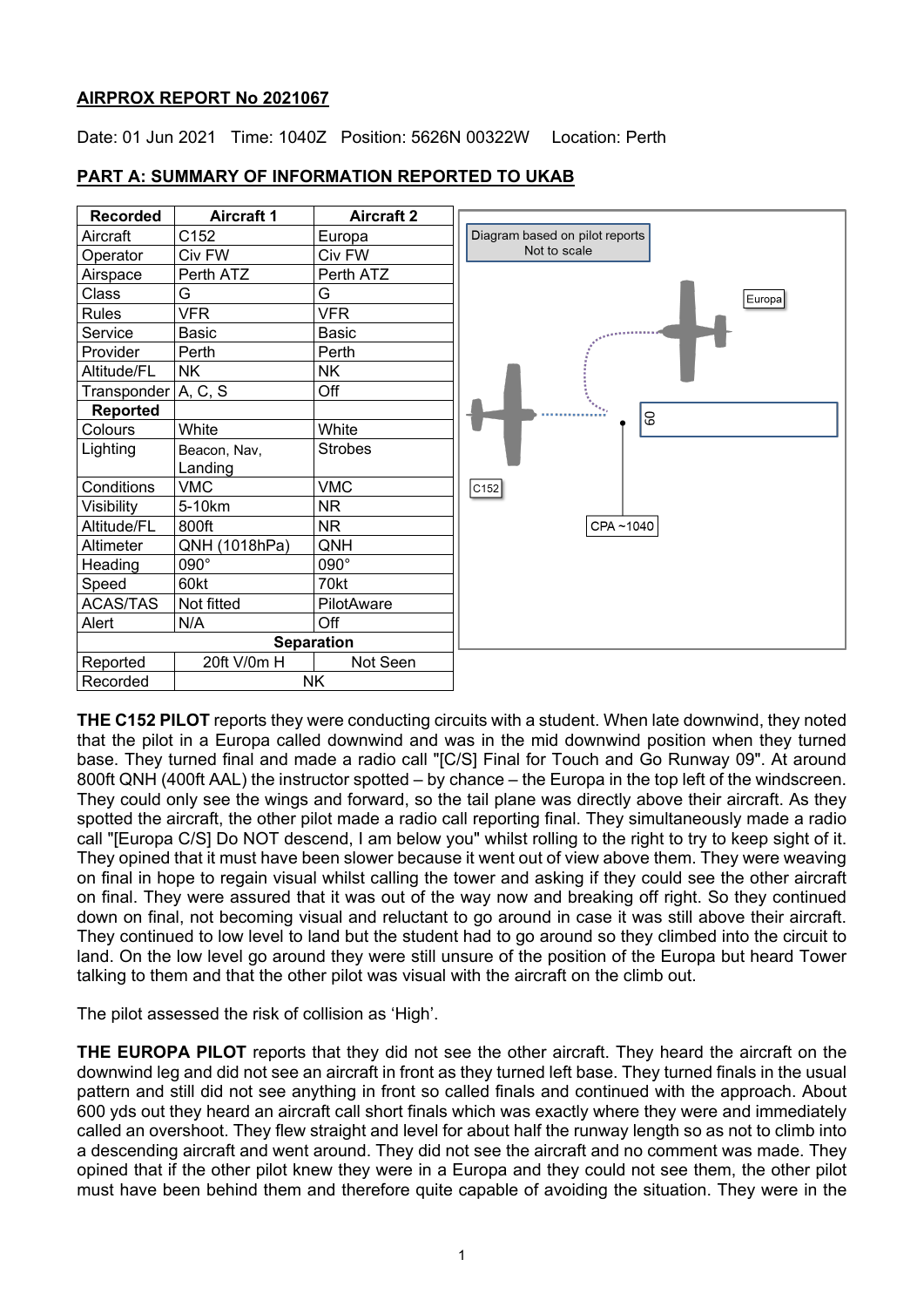## AIRPROX REPORT No 2021067

Date: 01 Jun 2021 Time: 1040Z Position: 5626N 00322W Location: Perth

## PART A: SUMMARY OF INFORMATION REPORTED TO UKAB

| Recorded | Aircraft 1 | Aircraft 2 |
|---|---|---|
| Aircraft | C152 | Europa |
| Operator | Civ FW | Civ FW |
| Airspace | Perth ATZ | Perth ATZ |
| Class | G | G |
| Rules | VFR | VFR |
| Service | Basic | Basic |
| Provider | Perth | Perth |
| Altitude/FL | NK | NK |
| Transponder | A, C, S | Off |
| **Reported** | | |
| Colours | White | White |
| Lighting | Beacon, Nav, Landing | Strobes |
| Conditions | VMC | VMC |
| Visibility | 5-10km | NR |
| Altitude/FL | 800ft | NR |
| Altimeter | QNH (1018hPa) | QNH |
| Heading | 090° | 090° |
| Speed | 60kt | 70kt |
| ACAS/TAS | Not fitted | PilotAware |
| Alert | N/A | Off |
| **Separation** | | |
| Reported | 20ft V/0m H | Not Seen |
| Recorded | NK | |

Diagram based on pilot reports
Not to scale
Europa
09
C152
CPA ~1040

**THE C152 PILOT** reports they were conducting circuits with a student. When late downwind, they noted that the pilot in a Europa called downwind and was in the mid downwind position when they turned base. They turned final and made a radio call "[C/S] Final for Touch and Go Runway 09". At around 800ft QNH (400ft AAL) the instructor spotted – by chance – the Europa in the top left of the windscreen. They could only see the wings and forward, so the tail plane was directly above their aircraft. As they spotted the aircraft, the other pilot made a radio call reporting final. They simultaneously made a radio call "[Europa C/S] Do NOT descend, I am below you" whilst rolling to the right to try to keep sight of it. They opined that it must have been slower because it went out of view above them. They were weaving on final in hope to regain visual whilst calling the tower and asking if they could see the other aircraft on final. They were assured that it was out of the way now and breaking off right. So they continued down on final, not becoming visual and reluctant to go around in case it was still above their aircraft. They continued to low level to land but the student had to go around so they climbed into the circuit to land. On the low level go around they were still unsure of the position of the Europa but heard Tower talking to them and that the other pilot was visual with the aircraft on the climb out.

The pilot assessed the risk of collision as 'High'.

**THE EUROPA PILOT** reports that they did not see the other aircraft. They heard the aircraft on the downwind leg and did not see an aircraft in front as they turned left base. They turned finals in the usual pattern and still did not see anything in front so called finals and continued with the approach. About 600 yds out they heard an aircraft call short finals which was exactly where they were and immediately called an overshoot. They flew straight and level for about half the runway length so as not to climb into a descending aircraft and went around. They did not see the aircraft and no comment was made. They opined that if the other pilot knew they were in a Europa and they could not see them, the other pilot must have been behind them and therefore quite capable of avoiding the situation. They were in the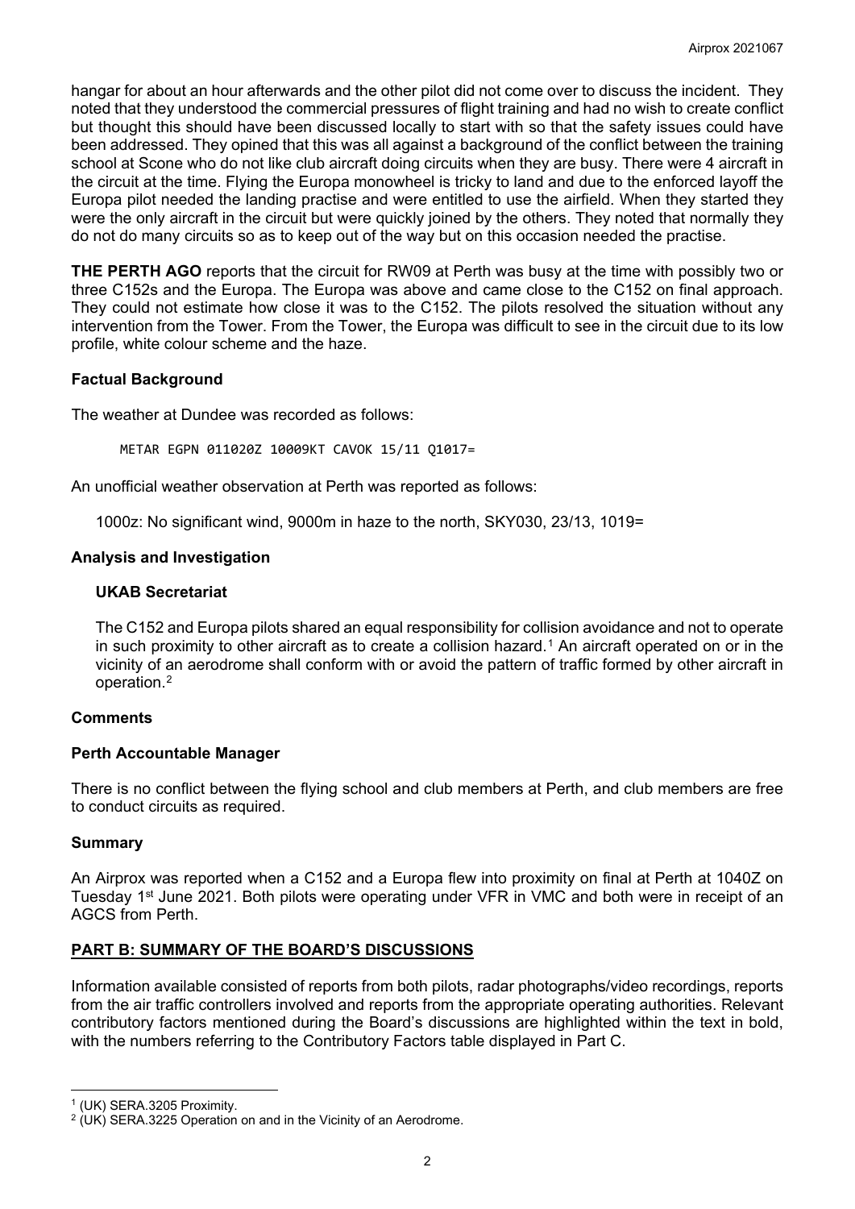hangar for about an hour afterwards and the other pilot did not come over to discuss the incident. They noted that they understood the commercial pressures of flight training and had no wish to create conflict but thought this should have been discussed locally to start with so that the safety issues could have been addressed. They opined that this was all against a background of the conflict between the training school at Scone who do not like club aircraft doing circuits when they are busy. There were 4 aircraft in the circuit at the time. Flying the Europa monowheel is tricky to land and due to the enforced layoff the Europa pilot needed the landing practise and were entitled to use the airfield. When they started they were the only aircraft in the circuit but were quickly joined by the others. They noted that normally they do not do many circuits so as to keep out of the way but on this occasion needed the practise.

**THE PERTH AGO** reports that the circuit for RW09 at Perth was busy at the time with possibly two or three C152s and the Europa. The Europa was above and came close to the C152 on final approach. They could not estimate how close it was to the C152. The pilots resolved the situation without any intervention from the Tower. From the Tower, the Europa was difficult to see in the circuit due to its low profile, white colour scheme and the haze.

### Factual Background

The weather at Dundee was recorded as follows:

```
METAR EGPN 011020Z 10009KT CAVOK 15/11 Q1017=
```

An unofficial weather observation at Perth was reported as follows:

1000z: No significant wind, 9000m in haze to the north, SKY030, 23/13, 1019=

### Analysis and Investigation

#### UKAB Secretariat

The C152 and Europa pilots shared an equal responsibility for collision avoidance and not to operate in such proximity to other aircraft as to create a collision hazard.[1] An aircraft operated on or in the vicinity of an aerodrome shall conform with or avoid the pattern of traffic formed by other aircraft in operation.[2]

### Comments

#### Perth Accountable Manager

There is no conflict between the flying school and club members at Perth, and club members are free to conduct circuits as required.

### Summary

An Airprox was reported when a C152 and a Europa flew into proximity on final at Perth at 1040Z on Tuesday 1st June 2021. Both pilots were operating under VFR in VMC and both were in receipt of an AGCS from Perth.

## PART B: SUMMARY OF THE BOARD'S DISCUSSIONS

Information available consisted of reports from both pilots, radar photographs/video recordings, reports from the air traffic controllers involved and reports from the appropriate operating authorities. Relevant contributory factors mentioned during the Board's discussions are highlighted within the text in bold, with the numbers referring to the Contributory Factors table displayed in Part C.

---

[1] (UK) SERA.3205 Proximity.

[2] (UK) SERA.3225 Operation on and in the Vicinity of an Aerodrome.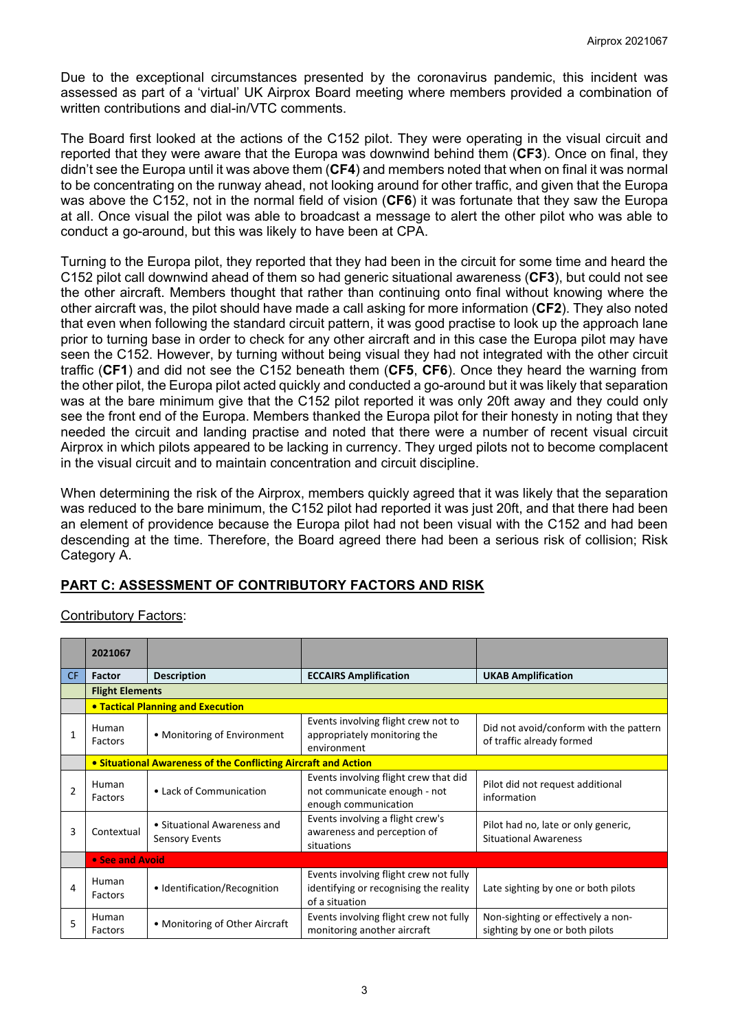Due to the exceptional circumstances presented by the coronavirus pandemic, this incident was assessed as part of a 'virtual' UK Airprox Board meeting where members provided a combination of written contributions and dial-in/VTC comments.

The Board first looked at the actions of the C152 pilot. They were operating in the visual circuit and reported that they were aware that the Europa was downwind behind them (**CF3**). Once on final, they didn't see the Europa until it was above them (**CF4**) and members noted that when on final it was normal to be concentrating on the runway ahead, not looking around for other traffic, and given that the Europa was above the C152, not in the normal field of vision (**CF6**) it was fortunate that they saw the Europa at all. Once visual the pilot was able to broadcast a message to alert the other pilot who was able to conduct a go-around, but this was likely to have been at CPA.

Turning to the Europa pilot, they reported that they had been in the circuit for some time and heard the C152 pilot call downwind ahead of them so had generic situational awareness (**CF3**), but could not see the other aircraft. Members thought that rather than continuing onto final without knowing where the other aircraft was, the pilot should have made a call asking for more information (**CF2**). They also noted that even when following the standard circuit pattern, it was good practise to look up the approach lane prior to turning base in order to check for any other aircraft and in this case the Europa pilot may have seen the C152. However, by turning without being visual they had not integrated with the other circuit traffic (**CF1**) and did not see the C152 beneath them (**CF5**, **CF6**). Once they heard the warning from the other pilot, the Europa pilot acted quickly and conducted a go-around but it was likely that separation was at the bare minimum give that the C152 pilot reported it was only 20ft away and they could only see the front end of the Europa. Members thanked the Europa pilot for their honesty in noting that they needed the circuit and landing practise and noted that there were a number of recent visual circuit Airprox in which pilots appeared to be lacking in currency. They urged pilots not to become complacent in the visual circuit and to maintain concentration and circuit discipline.

When determining the risk of the Airprox, members quickly agreed that it was likely that the separation was reduced to the bare minimum, the C152 pilot had reported it was just 20ft, and that there had been an element of providence because the Europa pilot had not been visual with the C152 and had been descending at the time. Therefore, the Board agreed there had been a serious risk of collision; Risk Category A.

## PART C: ASSESSMENT OF CONTRIBUTORY FACTORS AND RISK

Contributory Factors:

| | 2021067 | | | |
|---|---|---|---|---|
| CF | Factor | Description | ECCAIRS Amplification | UKAB Amplification |
| | **Flight Elements** | | | |
| | **• Tactical Planning and Execution** | | | |
| 1 | Human Factors | • Monitoring of Environment | Events involving flight crew not to appropriately monitoring the environment | Did not avoid/conform with the pattern of traffic already formed |
| | **• Situational Awareness of the Conflicting Aircraft and Action** | | | |
| 2 | Human Factors | • Lack of Communication | Events involving flight crew that did not communicate enough - not enough communication | Pilot did not request additional information |
| 3 | Contextual | • Situational Awareness and Sensory Events | Events involving a flight crew's awareness and perception of situations | Pilot had no, late or only generic, Situational Awareness |
| | **• See and Avoid** | | | |
| 4 | Human Factors | • Identification/Recognition | Events involving flight crew not fully identifying or recognising the reality of a situation | Late sighting by one or both pilots |
| 5 | Human Factors | • Monitoring of Other Aircraft | Events involving flight crew not fully monitoring another aircraft | Non-sighting or effectively a non-sighting by one or both pilots |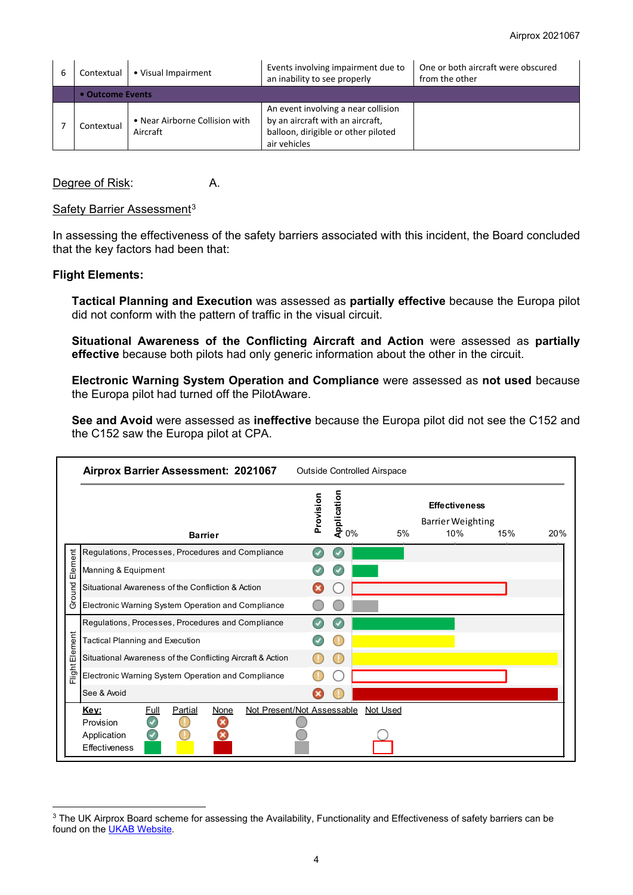| | | | | |
|---|---|---|---|---|
| 6 | Contextual | • Visual Impairment | Events involving impairment due to an inability to see properly | One or both aircraft were obscured from the other |
| | • Outcome Events | | | |
| 7 | Contextual | • Near Airborne Collision with Aircraft | An event involving a near collision by an aircraft with an aircraft, balloon, dirigible or other piloted air vehicles | |

Degree of Risk: A.

Safety Barrier Assessment[3]

In assessing the effectiveness of the safety barriers associated with this incident, the Board concluded that the key factors had been that:

**Flight Elements:**

**Tactical Planning and Execution** was assessed as **partially effective** because the Europa pilot did not conform with the pattern of traffic in the visual circuit.

**Situational Awareness of the Conflicting Aircraft and Action** were assessed as **partially effective** because both pilots had only generic information about the other in the circuit.

**Electronic Warning System Operation and Compliance** were assessed as **not used** because the Europa pilot had turned off the PilotAware.

**See and Avoid** were assessed as **ineffective** because the Europa pilot did not see the C152 and the C152 saw the Europa pilot at CPA.

**Airprox Barrier Assessment: 2021067** Outside Controlled Airspace

Barrier | Provision | Application | Effectiveness | Barrier Weighting | 0% | 5% | 10% | 15% | 20%

Ground Element
- Regulations, Processes, Procedures and Compliance
- Manning & Equipment
- Situational Awareness of the Confliction & Action
- Electronic Warning System Operation and Compliance

Flight Element
- Regulations, Processes, Procedures and Compliance
- Tactical Planning and Execution
- Situational Awareness of the Conflicting Aircraft & Action
- Electronic Warning System Operation and Compliance
- See & Avoid

Key: Full | Partial | None | Not Present/Not Assessable | Not Used
Provision
Application
Effectiveness

[3] The UK Airprox Board scheme for assessing the Availability, Functionality and Effectiveness of safety barriers can be found on the UKAB Website.